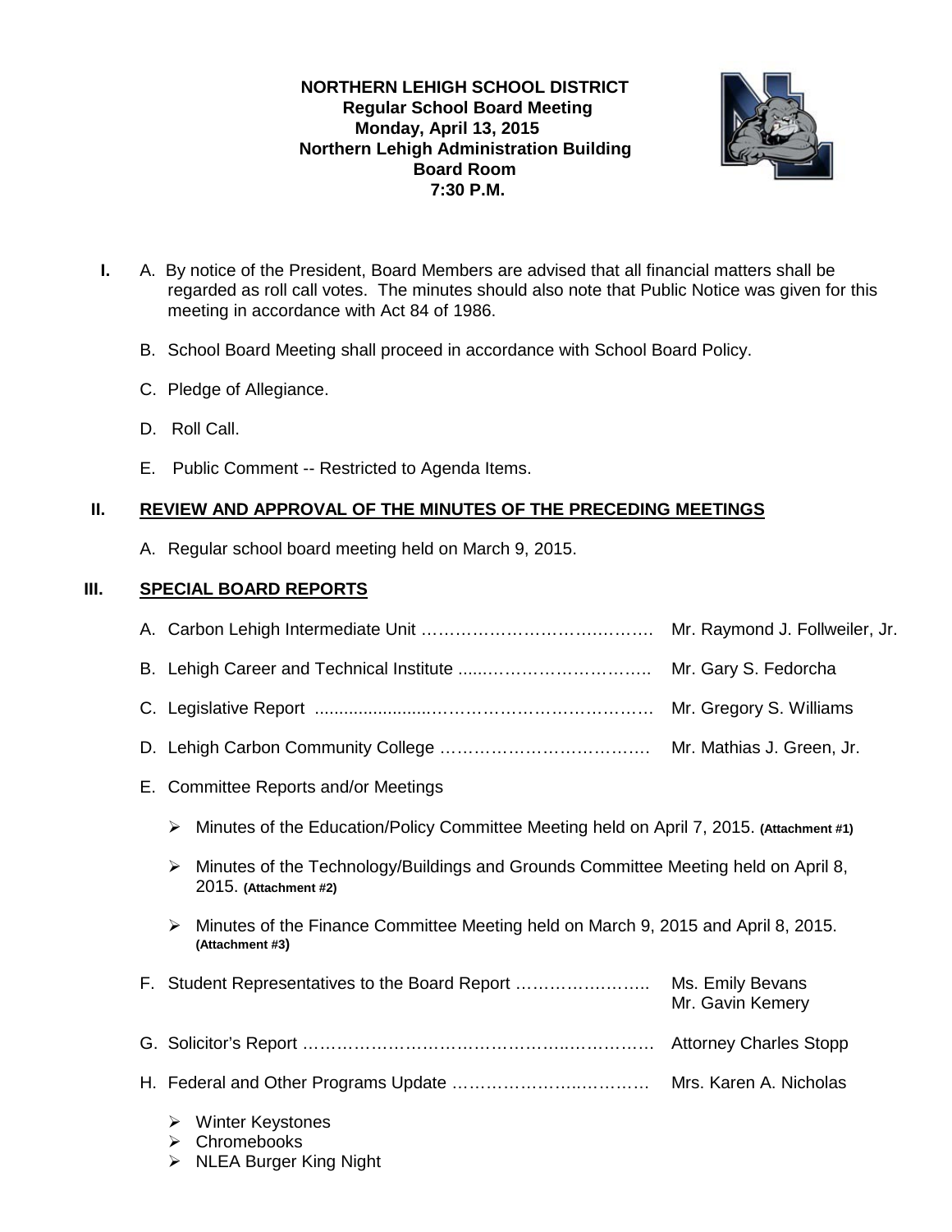**NORTHERN LEHIGH SCHOOL DISTRICT**
**Regular School Board Meeting**
**Monday, April 13, 2015**
**Northern Lehigh Administration Building**
**Board Room**
**7:30 P.M.**

**I.** A. By notice of the President, Board Members are advised that all financial matters shall be regarded as roll call votes. The minutes should also note that Public Notice was given for this meeting in accordance with Act 84 of 1986.

B. School Board Meeting shall proceed in accordance with School Board Policy.

C. Pledge of Allegiance.

D. Roll Call.

E. Public Comment -- Restricted to Agenda Items.

## II. REVIEW AND APPROVAL OF THE MINUTES OF THE PRECEDING MEETINGS

A. Regular school board meeting held on March 9, 2015.

## III. SPECIAL BOARD REPORTS

A. Carbon Lehigh Intermediate Unit …………………………………… Mr. Raymond J. Follweiler, Jr.

B. Lehigh Career and Technical Institute ......………………………….. Mr. Gary S. Fedorcha

C. Legislative Report .......................………………………………… Mr. Gregory S. Williams

D. Lehigh Carbon Community College ………………………………. Mr. Mathias J. Green, Jr.

E. Committee Reports and/or Meetings

- Minutes of the Education/Policy Committee Meeting held on April 7, 2015. **(Attachment #1)**
- Minutes of the Technology/Buildings and Grounds Committee Meeting held on April 8, 2015. **(Attachment #2)**
- Minutes of the Finance Committee Meeting held on March 9, 2015 and April 8, 2015. **(Attachment #3)**

F. Student Representatives to the Board Report ……………………. Ms. Emily Bevans
Mr. Gavin Kemery

G. Solicitor's Report ……………………………………….…………… Attorney Charles Stopp

H. Federal and Other Programs Update ……………….………… Mrs. Karen A. Nicholas

- Winter Keystones
- Chromebooks
- NLEA Burger King Night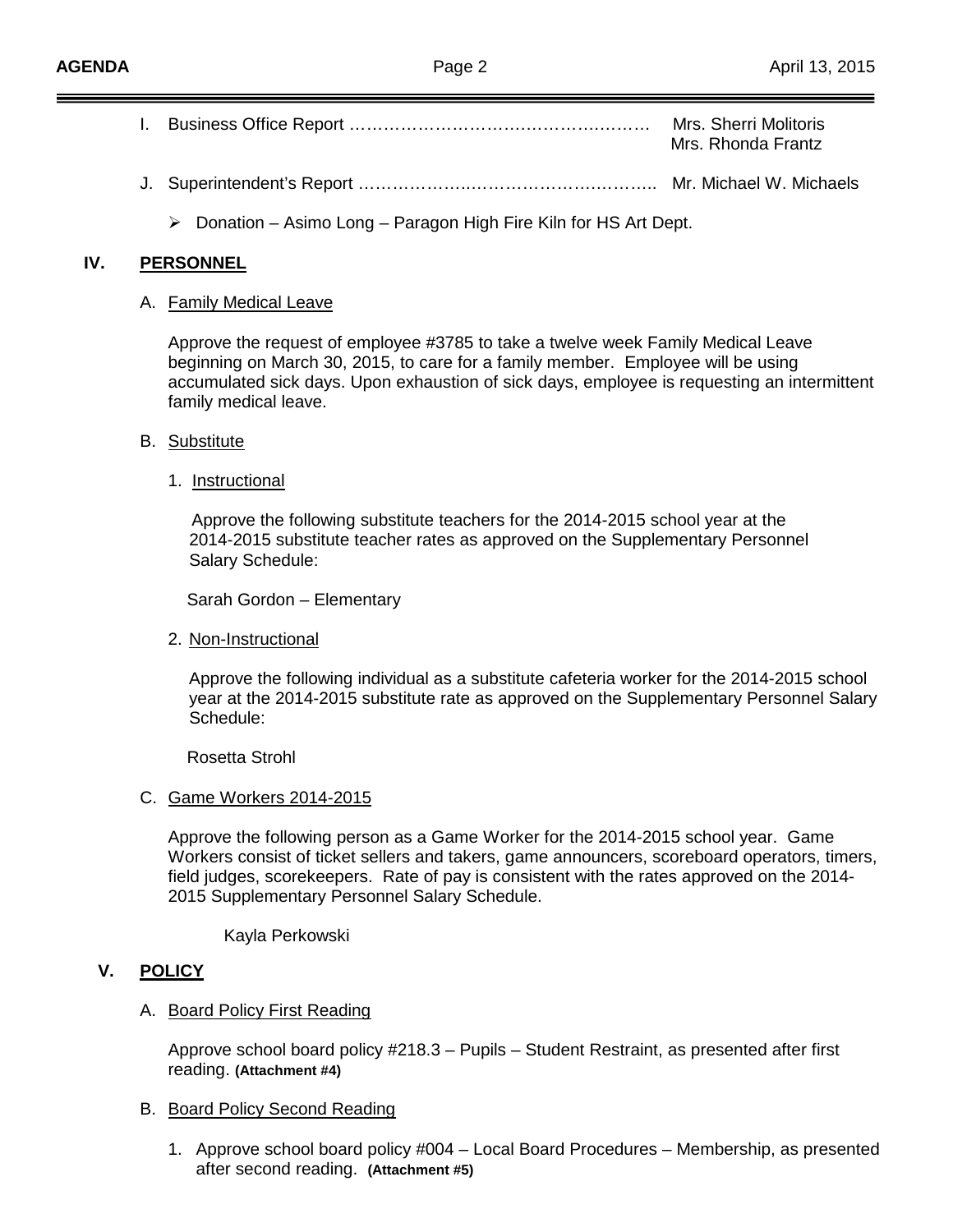I. Business Office Report ………………………………………………… Mrs. Sherri Molitoris
Mrs. Rhonda Frantz

J. Superintendent's Report ………………………………………………… Mr. Michael W. Michaels

- Donation – Asimo Long – Paragon High Fire Kiln for HS Art Dept.

## IV. PERSONNEL

A. Family Medical Leave

Approve the request of employee #3785 to take a twelve week Family Medical Leave beginning on March 30, 2015, to care for a family member. Employee will be using accumulated sick days. Upon exhaustion of sick days, employee is requesting an intermittent family medical leave.

B. Substitute

1. Instructional

Approve the following substitute teachers for the 2014-2015 school year at the 2014-2015 substitute teacher rates as approved on the Supplementary Personnel Salary Schedule:

Sarah Gordon – Elementary

2. Non-Instructional

Approve the following individual as a substitute cafeteria worker for the 2014-2015 school year at the 2014-2015 substitute rate as approved on the Supplementary Personnel Salary Schedule:

Rosetta Strohl

C. Game Workers 2014-2015

Approve the following person as a Game Worker for the 2014-2015 school year. Game Workers consist of ticket sellers and takers, game announcers, scoreboard operators, timers, field judges, scorekeepers. Rate of pay is consistent with the rates approved on the 2014-2015 Supplementary Personnel Salary Schedule.

Kayla Perkowski

## V. POLICY

A. Board Policy First Reading

Approve school board policy #218.3 – Pupils – Student Restraint, as presented after first reading. **(Attachment #4)**

B. Board Policy Second Reading

1. Approve school board policy #004 – Local Board Procedures – Membership, as presented after second reading. **(Attachment #5)**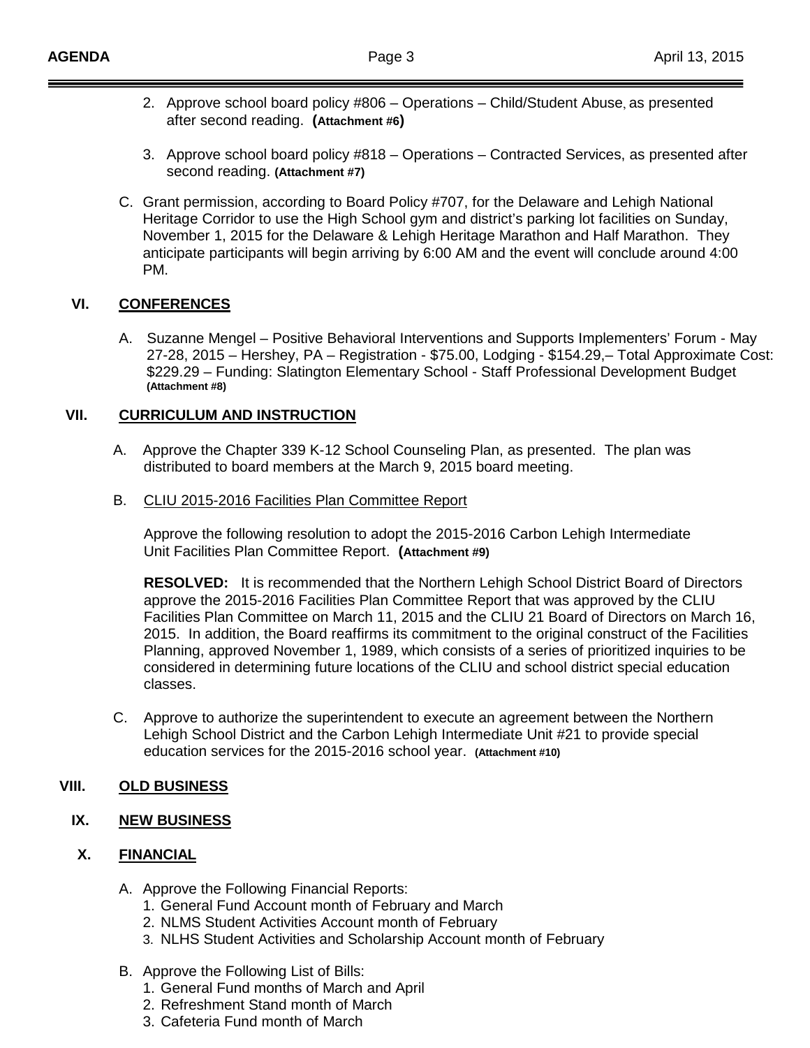2. Approve school board policy #806 – Operations – Child/Student Abuse, as presented after second reading. **(Attachment #6)**

3. Approve school board policy #818 – Operations – Contracted Services, as presented after second reading. **(Attachment #7)**

C. Grant permission, according to Board Policy #707, for the Delaware and Lehigh National Heritage Corridor to use the High School gym and district's parking lot facilities on Sunday, November 1, 2015 for the Delaware & Lehigh Heritage Marathon and Half Marathon. They anticipate participants will begin arriving by 6:00 AM and the event will conclude around 4:00 PM.

## VI. <u>CONFERENCES</u>

A. Suzanne Mengel – Positive Behavioral Interventions and Supports Implementers' Forum - May 27-28, 2015 – Hershey, PA – Registration - $75.00, Lodging - $154.29,– Total Approximate Cost: $229.29 – Funding: Slatington Elementary School - Staff Professional Development Budget **(Attachment #8)**

## VII. <u>CURRICULUM AND INSTRUCTION</u>

A. Approve the Chapter 339 K-12 School Counseling Plan, as presented. The plan was distributed to board members at the March 9, 2015 board meeting.

B. <u>CLIU 2015-2016 Facilities Plan Committee Report</u>

Approve the following resolution to adopt the 2015-2016 Carbon Lehigh Intermediate Unit Facilities Plan Committee Report. **(Attachment #9)**

**RESOLVED:** It is recommended that the Northern Lehigh School District Board of Directors approve the 2015-2016 Facilities Plan Committee Report that was approved by the CLIU Facilities Plan Committee on March 11, 2015 and the CLIU 21 Board of Directors on March 16, 2015. In addition, the Board reaffirms its commitment to the original construct of the Facilities Planning, approved November 1, 1989, which consists of a series of prioritized inquiries to be considered in determining future locations of the CLIU and school district special education classes.

C. Approve to authorize the superintendent to execute an agreement between the Northern Lehigh School District and the Carbon Lehigh Intermediate Unit #21 to provide special education services for the 2015-2016 school year. **(Attachment #10)**

## VIII. <u>OLD BUSINESS</u>

## IX. <u>NEW BUSINESS</u>

## X. <u>FINANCIAL</u>

A. Approve the Following Financial Reports:
1. General Fund Account month of February and March
2. NLMS Student Activities Account month of February
3. NLHS Student Activities and Scholarship Account month of February

B. Approve the Following List of Bills:
1. General Fund months of March and April
2. Refreshment Stand month of March
3. Cafeteria Fund month of March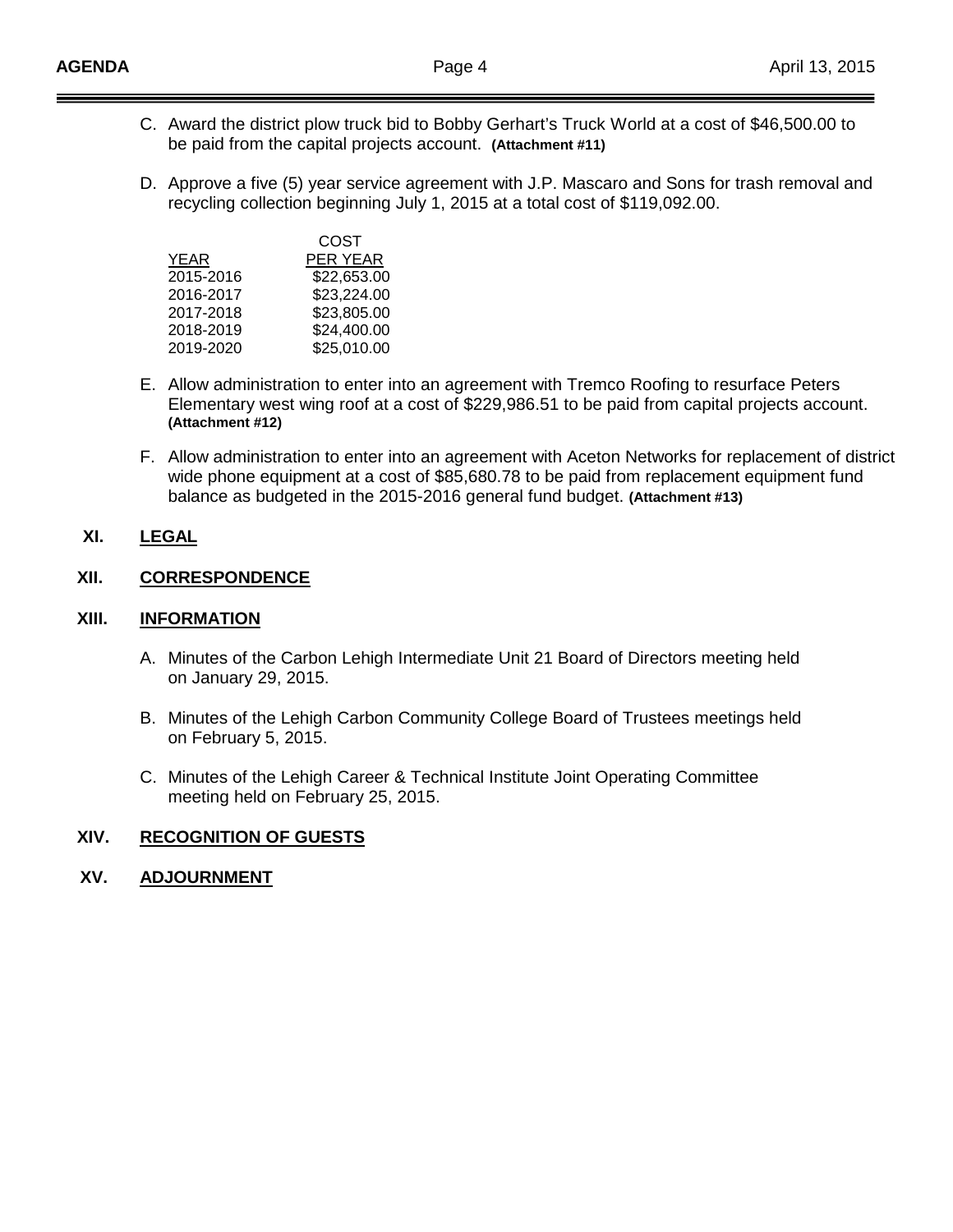C. Award the district plow truck bid to Bobby Gerhart's Truck World at a cost of $46,500.00 to be paid from the capital projects account. **(Attachment #11)**

D. Approve a five (5) year service agreement with J.P. Mascaro and Sons for trash removal and recycling collection beginning July 1, 2015 at a total cost of $119,092.00.

| YEAR | COST PER YEAR |
|---|---|
| 2015-2016 | $22,653.00 |
| 2016-2017 | $23,224.00 |
| 2017-2018 | $23,805.00 |
| 2018-2019 | $24,400.00 |
| 2019-2020 | $25,010.00 |

E. Allow administration to enter into an agreement with Tremco Roofing to resurface Peters Elementary west wing roof at a cost of $229,986.51 to be paid from capital projects account. **(Attachment #12)**

F. Allow administration to enter into an agreement with Aceton Networks for replacement of district wide phone equipment at a cost of $85,680.78 to be paid from replacement equipment fund balance as budgeted in the 2015-2016 general fund budget. **(Attachment #13)**

## XI. LEGAL

## XII. CORRESPONDENCE

## XIII. INFORMATION

A. Minutes of the Carbon Lehigh Intermediate Unit 21 Board of Directors meeting held on January 29, 2015.

B. Minutes of the Lehigh Carbon Community College Board of Trustees meetings held on February 5, 2015.

C. Minutes of the Lehigh Career & Technical Institute Joint Operating Committee meeting held on February 25, 2015.

## XIV. RECOGNITION OF GUESTS

## XV. ADJOURNMENT